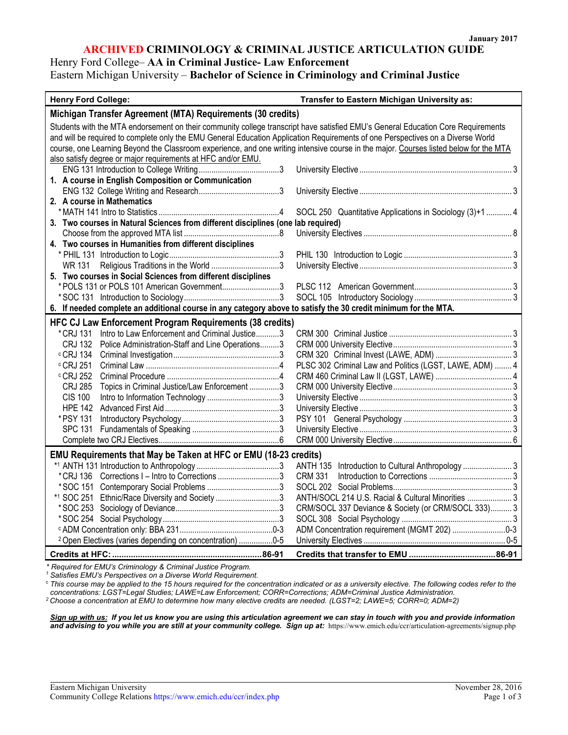January 2017

# ARCHIVED CRIMINOLOGY & CRIMINAL JUSTICE ARTICULATION GUIDE

## Henry Ford College– **AA in Criminal Justice- Law Enforcement**
## Eastern Michigan University – **Bachelor of Science in Criminology and Criminal Justice**

| Henry Ford College: | Transfer to Eastern Michigan University as: |
|---|---|
| **Michigan Transfer Agreement (MTA) Requirements (30 credits)** | |
| Students with the MTA endorsement on their community college transcript have satisfied EMU's General Education Core Requirements and will be required to complete only the EMU General Education Application Requirements of one Perspectives on a Diverse World course, one Learning Beyond the Classroom experience, and one writing intensive course in the major. Courses listed below for the MTA also satisfy degree or major requirements at HFC and/or EMU. | |
| ENG 131 Introduction to College Writing ... 3 | University Elective ... 3 |
| **1. A course in English Composition or Communication** | |
| ENG 132 College Writing and Research ... 3 | University Elective ... 3 |
| **2. A course in Mathematics** | |
| * MATH 141 Intro to Statistics ... 4 | SOCL 250 Quantitative Applications in Sociology (3)+1 ... 4 |
| **3. Two courses in Natural Sciences from different disciplines (one lab required)** | |
| Choose from the approved MTA list ... 8 | University Electives ... 8 |
| **4. Two courses in Humanities from different disciplines** | |
| * PHIL 131 Introduction to Logic ... 3 | PHIL 130 Introduction to Logic ... 3 |
| WR 131 Religious Traditions in the World ... 3 | University Elective ... 3 |
| **5. Two courses in Social Sciences from different disciplines** | |
| * POLS 131 or POLS 101 American Government ... 3 | PLSC 112 American Government ... 3 |
| * SOC 131 Introduction to Sociology ... 3 | SOCL 105 Introductory Sociology ... 3 |
| **6. If needed complete an additional course in any category above to satisfy the 30 credit minimum for the MTA.** | |
| **HFC CJ Law Enforcement Program Requirements (38 credits)** | |
| * CRJ 131 Intro to Law Enforcement and Criminal Justice ... 3 | CRM 300 Criminal Justice ... 3 |
| CRJ 132 Police Administration-Staff and Line Operations ... 3 | CRM 000 University Elective ... 3 |
| [c] CRJ 134 Criminal Investigation ... 3 | CRM 320 Criminal Invest (LAWE, ADM) ... 3 |
| [c] CRJ 251 Criminal Law ... 4 | PLSC 302 Criminal Law and Politics (LGST, LAWE, ADM) ... 4 |
| [c] CRJ 252 Criminal Procedure ... 4 | CRM 460 Criminal Law II (LGST, LAWE) ... 4 |
| CRJ 285 Topics in Criminal Justice/Law Enforcement ... 3 | CRM 000 University Elective ... 3 |
| CIS 100 Intro to Information Technology ... 3 | University Elective ... 3 |
| HPE 142 Advanced First Aid ... 3 | University Elective ... 3 |
| * PSY 131 Introductory Psychology ... 3 | PSY 101 General Psychology ... 3 |
| SPC 131 Fundamentals of Speaking ... 3 | University Elective ... 3 |
| Complete two CRJ Electives ... 6 | CRM 000 University Elective ... 6 |
| **EMU Requirements that May be Taken at HFC or EMU (18-23 credits)** | |
| *[1] ANTH 131 Introduction to Anthropology ... 3 | ANTH 135 Introduction to Cultural Anthropology ... 3 |
| * CRJ 136 Corrections I – Intro to Corrections ... 3 | CRM 331 Introduction to Corrections ... 3 |
| * SOC 151 Contemporary Social Problems ... 3 | SOCL 202 Social Problems ... 3 |
| *[1] SOC 251 Ethnic/Race Diversity and Society ... 3 | ANTH/SOCL 214 U.S. Racial & Cultural Minorities ... 3 |
| * SOC 253 Sociology of Deviance ... 3 | CRM/SOCL 337 Deviance & Society (or CRM/SOCL 333) ... 3 |
| * SOC 254 Social Psychology ... 3 | SOCL 308 Social Psychology ... 3 |
| [c] ADM Concentration only: BBA 231 ... 0-3 | ADM Concentration requirement (MGMT 202) ... 0-3 |
| [2] Open Electives (varies depending on concentration) ... 0-5 | University Electives ... 0-5 |
| **Credits at HFC: ... 86-91** | **Credits that transfer to EMU ... 86-91** |

*\* Required for EMU's Criminology & Criminal Justice Program.*
*[1] Satisfies EMU's Perspectives on a Diverse World Requirement.*
*[c] This course may be applied to the 15 hours required for the concentration indicated or as a university elective. The following codes refer to the concentrations: LGST=Legal Studies; LAWE=Law Enforcement; CORR=Corrections; ADM=Criminal Justice Administration.*
*[2] Choose a concentration at EMU to determine how many elective credits are needed. (LGST=2; LAWE=5; CORR=0; ADM=2)*

***Sign up with us:* If you let us know you are using this articulation agreement we can stay in touch with you and provide information and advising to you while you are still at your community college. Sign up at:** https://www.emich.edu/ccr/articulation-agreements/signup.php

Eastern Michigan University
Community College Relations https://www.emich.edu/ccr/index.php

November 28, 2016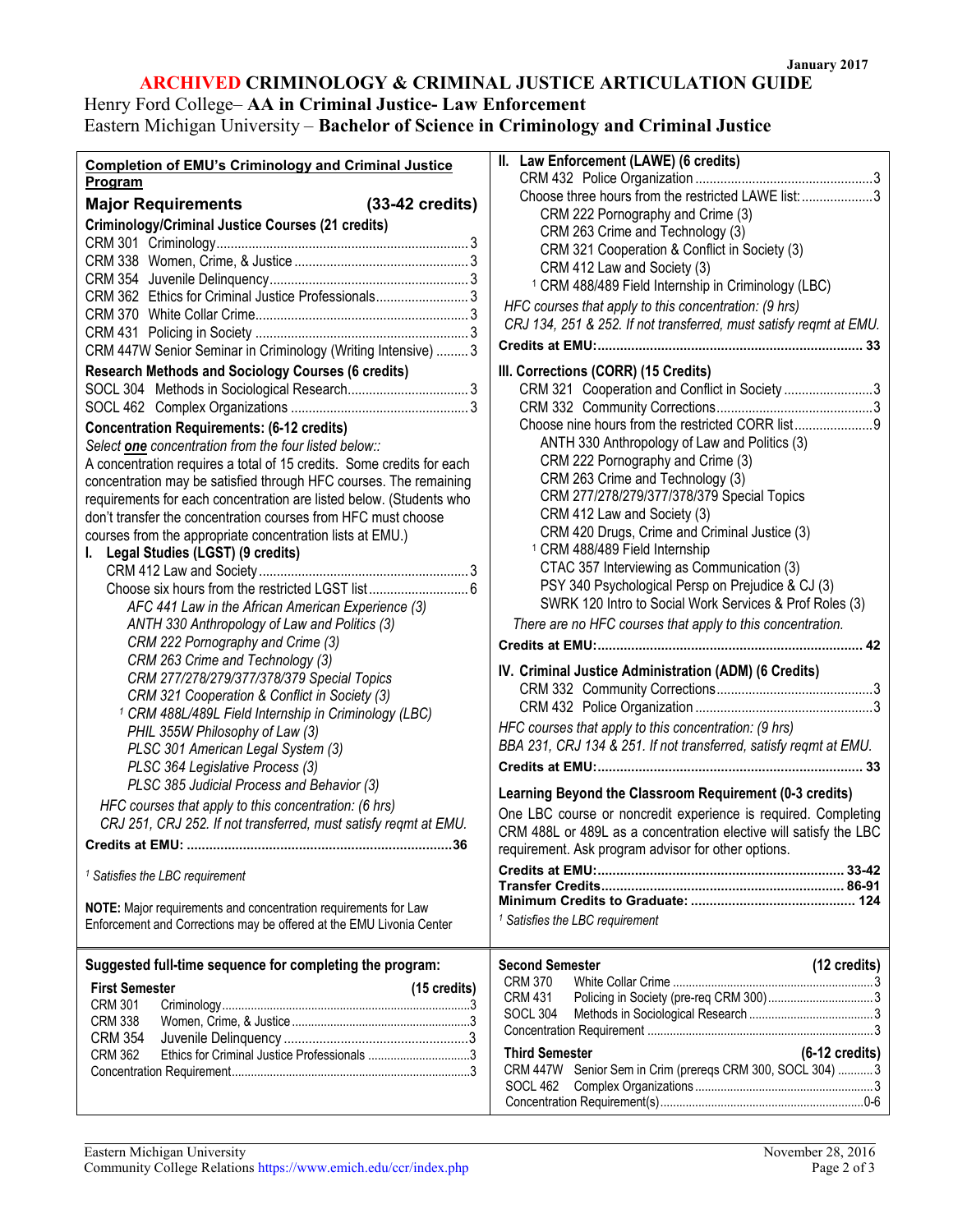January 2017

# ARCHIVED CRIMINOLOGY & CRIMINAL JUSTICE ARTICULATION GUIDE

Henry Ford College– **AA in Criminal Justice- Law Enforcement**
Eastern Michigan University – **Bachelor of Science in Criminology and Criminal Justice**

## Completion of EMU's Criminology and Criminal Justice Program

### Major Requirements (33-42 credits)

**Criminology/Criminal Justice Courses (21 credits)**

- CRM 301 Criminology ... 3
- CRM 338 Women, Crime, & Justice ... 3
- CRM 354 Juvenile Delinquency ... 3
- CRM 362 Ethics for Criminal Justice Professionals ... 3
- CRM 370 White Collar Crime ... 3
- CRM 431 Policing in Society ... 3
- CRM 447W Senior Seminar in Criminology (Writing Intensive) ... 3

**Research Methods and Sociology Courses (6 credits)**

- SOCL 304 Methods in Sociological Research ... 3
- SOCL 462 Complex Organizations ... 3

**Concentration Requirements: (6-12 credits)**

*Select **one** concentration from the four listed below::*

A concentration requires a total of 15 credits. Some credits for each concentration may be satisfied through HFC courses. The remaining requirements for each concentration are listed below. (Students who don't transfer the concentration courses from HFC must choose courses from the appropriate concentration lists at EMU.)

**I. Legal Studies (LGST) (9 credits)**

- CRM 412 Law and Society ... 3
- Choose six hours from the restricted LGST list ... 6
  - *AFC 441 Law in the African American Experience (3)*
  - *ANTH 330 Anthropology of Law and Politics (3)*
  - *CRM 222 Pornography and Crime (3)*
  - *CRM 263 Crime and Technology (3)*
  - *CRM 277/278/279/377/378/379 Special Topics*
  - *CRM 321 Cooperation & Conflict in Society (3)*
  - [1] *CRM 488L/489L Field Internship in Criminology (LBC)*
  - *PHIL 355W Philosophy of Law (3)*
  - *PLSC 301 American Legal System (3)*
  - *PLSC 364 Legislative Process (3)*
  - *PLSC 385 Judicial Process and Behavior (3)*

*HFC courses that apply to this concentration: (6 hrs)*
*CRJ 251, CRJ 252. If not transferred, must satisfy reqmt at EMU.*

**Credits at EMU: ... 36**

[1] *Satisfies the LBC requirement*

**NOTE:** Major requirements and concentration requirements for Law Enforcement and Corrections may be offered at the EMU Livonia Center

**II. Law Enforcement (LAWE) (6 credits)**

- CRM 432 Police Organization ... 3
- Choose three hours from the restricted LAWE list: ... 3
  - CRM 222 Pornography and Crime (3)
  - CRM 263 Crime and Technology (3)
  - CRM 321 Cooperation & Conflict in Society (3)
  - CRM 412 Law and Society (3)
  - [1] CRM 488/489 Field Internship in Criminology (LBC)

*HFC courses that apply to this concentration: (9 hrs)*
*CRJ 134, 251 & 252. If not transferred, must satisfy reqmt at EMU.*

**Credits at EMU: ... 33**

**III. Corrections (CORR) (15 Credits)**

- CRM 321 Cooperation and Conflict in Society ... 3
- CRM 332 Community Corrections ... 3
- Choose nine hours from the restricted CORR list ... 9
  - ANTH 330 Anthropology of Law and Politics (3)
  - CRM 222 Pornography and Crime (3)
  - CRM 263 Crime and Technology (3)
  - CRM 277/278/279/377/378/379 Special Topics
  - CRM 412 Law and Society (3)
  - CRM 420 Drugs, Crime and Criminal Justice (3)
  - [1] CRM 488/489 Field Internship
  - CTAC 357 Interviewing as Communication (3)
  - PSY 340 Psychological Persp on Prejudice & CJ (3)
  - SWRK 120 Intro to Social Work Services & Prof Roles (3)

*There are no HFC courses that apply to this concentration.*

**Credits at EMU: ... 42**

**IV. Criminal Justice Administration (ADM) (6 Credits)**

- CRM 332 Community Corrections ... 3
- CRM 432 Police Organization ... 3

*HFC courses that apply to this concentration: (9 hrs)*
*BBA 231, CRJ 134 & 251. If not transferred, satisfy reqmt at EMU.*

**Credits at EMU: ... 33**

**Learning Beyond the Classroom Requirement (0-3 credits)**

One LBC course or noncredit experience is required. Completing CRM 488L or 489L as a concentration elective will satisfy the LBC requirement. Ask program advisor for other options.

**Credits at EMU: ... 33-42**
**Transfer Credits ... 86-91**
**Minimum Credits to Graduate: ... 124**

[1] *Satisfies the LBC requirement*

## Suggested full-time sequence for completing the program:

**First Semester (15 credits)**

| | | |
|---|---|---|
| CRM 301 | Criminology | 3 |
| CRM 338 | Women, Crime, & Justice | 3 |
| CRM 354 | Juvenile Delinquency | 3 |
| CRM 362 | Ethics for Criminal Justice Professionals | 3 |
| Concentration Requirement | | 3 |

**Second Semester (12 credits)**

| | | |
|---|---|---|
| CRM 370 | White Collar Crime | 3 |
| CRM 431 | Policing in Society (pre-req CRM 300) | 3 |
| SOCL 304 | Methods in Sociological Research | 3 |
| Concentration Requirement | | 3 |

**Third Semester (6-12 credits)**

| | | |
|---|---|---|
| CRM 447W | Senior Sem in Crim (prereqs CRM 300, SOCL 304) | 3 |
| SOCL 462 | Complex Organizations | 3 |
| Concentration Requirement(s) | | 0-6 |

Eastern Michigan University
Community College Relations https://www.emich.edu/ccr/index.php

November 28, 2016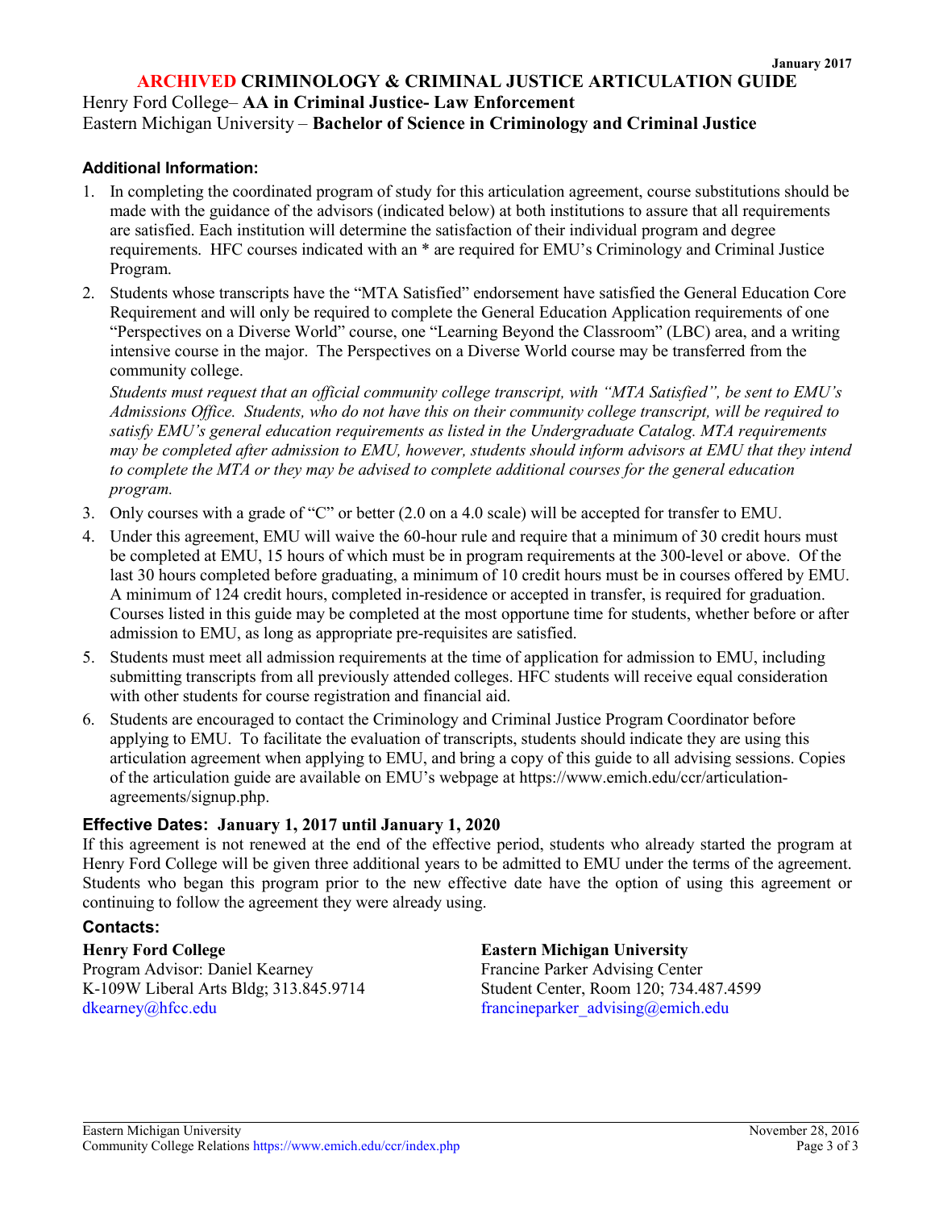January 2017

# ARCHIVED CRIMINOLOGY & CRIMINAL JUSTICE ARTICULATION GUIDE

Henry Ford College– **AA in Criminal Justice- Law Enforcement**
Eastern Michigan University – **Bachelor of Science in Criminology and Criminal Justice**

### Additional Information:

1. In completing the coordinated program of study for this articulation agreement, course substitutions should be made with the guidance of the advisors (indicated below) at both institutions to assure that all requirements are satisfied. Each institution will determine the satisfaction of their individual program and degree requirements. HFC courses indicated with an * are required for EMU's Criminology and Criminal Justice Program.
2. Students whose transcripts have the "MTA Satisfied" endorsement have satisfied the General Education Core Requirement and will only be required to complete the General Education Application requirements of one "Perspectives on a Diverse World" course, one "Learning Beyond the Classroom" (LBC) area, and a writing intensive course in the major. The Perspectives on a Diverse World course may be transferred from the community college.

   *Students must request that an official community college transcript, with "MTA Satisfied", be sent to EMU's Admissions Office. Students, who do not have this on their community college transcript, will be required to satisfy EMU's general education requirements as listed in the Undergraduate Catalog. MTA requirements may be completed after admission to EMU, however, students should inform advisors at EMU that they intend to complete the MTA or they may be advised to complete additional courses for the general education program.*
3. Only courses with a grade of "C" or better (2.0 on a 4.0 scale) will be accepted for transfer to EMU.
4. Under this agreement, EMU will waive the 60-hour rule and require that a minimum of 30 credit hours must be completed at EMU, 15 hours of which must be in program requirements at the 300-level or above. Of the last 30 hours completed before graduating, a minimum of 10 credit hours must be in courses offered by EMU. A minimum of 124 credit hours, completed in-residence or accepted in transfer, is required for graduation. Courses listed in this guide may be completed at the most opportune time for students, whether before or after admission to EMU, as long as appropriate pre-requisites are satisfied.
5. Students must meet all admission requirements at the time of application for admission to EMU, including submitting transcripts from all previously attended colleges. HFC students will receive equal consideration with other students for course registration and financial aid.
6. Students are encouraged to contact the Criminology and Criminal Justice Program Coordinator before applying to EMU. To facilitate the evaluation of transcripts, students should indicate they are using this articulation agreement when applying to EMU, and bring a copy of this guide to all advising sessions. Copies of the articulation guide are available on EMU's webpage at https://www.emich.edu/ccr/articulation-agreements/signup.php.

### Effective Dates: January 1, 2017 until January 1, 2020

If this agreement is not renewed at the end of the effective period, students who already started the program at Henry Ford College will be given three additional years to be admitted to EMU under the terms of the agreement. Students who began this program prior to the new effective date have the option of using this agreement or continuing to follow the agreement they were already using.

### Contacts:

**Henry Ford College**
Program Advisor: Daniel Kearney
K-109W Liberal Arts Bldg; 313.845.9714
dkearney@hfcc.edu

**Eastern Michigan University**
Francine Parker Advising Center
Student Center, Room 120; 734.487.4599
francineparker_advising@emich.edu